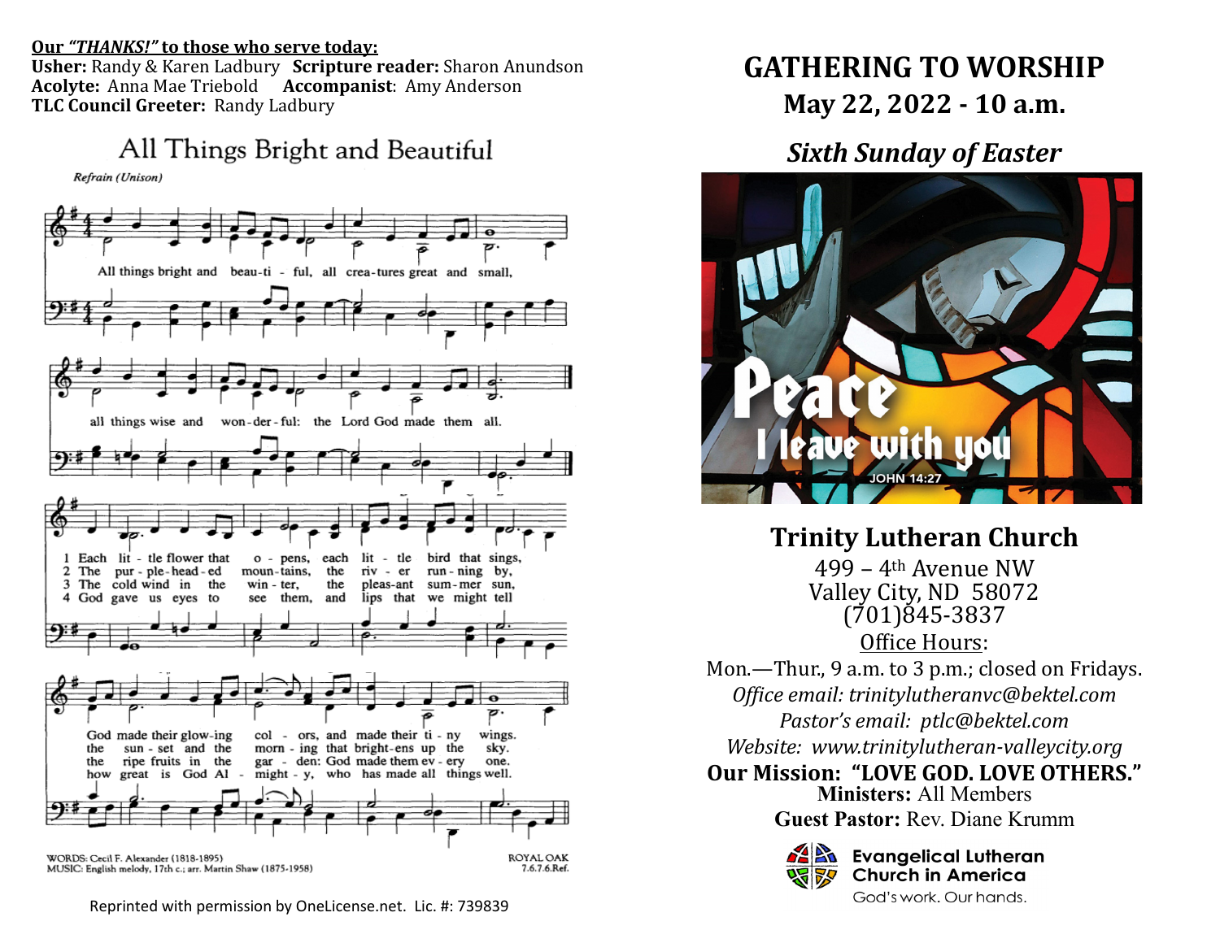**Our *"THANKS!"* to those who serve today:**
**Usher:** Randy & Karen Ladbury **Scripture reader:** Sharon Anundson
**Acolyte:** Anna Mae Triebold **Accompanist**: Amy Anderson
**TLC Council Greeter:** Randy Ladbury

## All Things Bright and Beautiful

*Refrain (Unison)*

All things bright and beau-ti - ful, all crea-tures great and small,
all things wise and won-der-ful: the Lord God made them all.

1 Each lit - tle flower that o - pens, each lit - tle bird that sings,
God made their glow-ing col - ors, and made their ti - ny wings.

2 The pur - ple-head - ed moun-tains, the riv - er run - ning by,
the sun - set and the morn - ing that bright-ens up the sky.

3 The cold wind in the win - ter, the pleas-ant sum-mer sun,
the ripe fruits in the gar - den: God made them ev - ery one.

4 God gave us eyes to see them, and lips that we might tell
how great is God Al - might - y, who has made all things well.

WORDS: Cecil F. Alexander (1818-1895)
MUSIC: English melody, 17th c.; arr. Martin Shaw (1875-1958)

ROYAL OAK
7.6.7.6.Ref.

Reprinted with permission by OneLicense.net. Lic. #: 739839

# GATHERING TO WORSHIP

## May 22, 2022 - 10 a.m.

## *Sixth Sunday of Easter*

Peace I leave with you
JOHN 14:27

## Trinity Lutheran Church

499 – 4th Avenue NW
Valley City, ND 58072
(701)845-3837

Office Hours:
Mon.—Thur., 9 a.m. to 3 p.m.; closed on Fridays.
*Office email: trinitylutheranvc@bektel.com*
*Pastor's email: ptlc@bektel.com*
*Website: www.trinitylutheran-valleycity.org*

**Our Mission: "LOVE GOD. LOVE OTHERS."**
**Ministers:** All Members
**Guest Pastor:** Rev. Diane Krumm

Evangelical Lutheran Church in America
God's work. Our hands.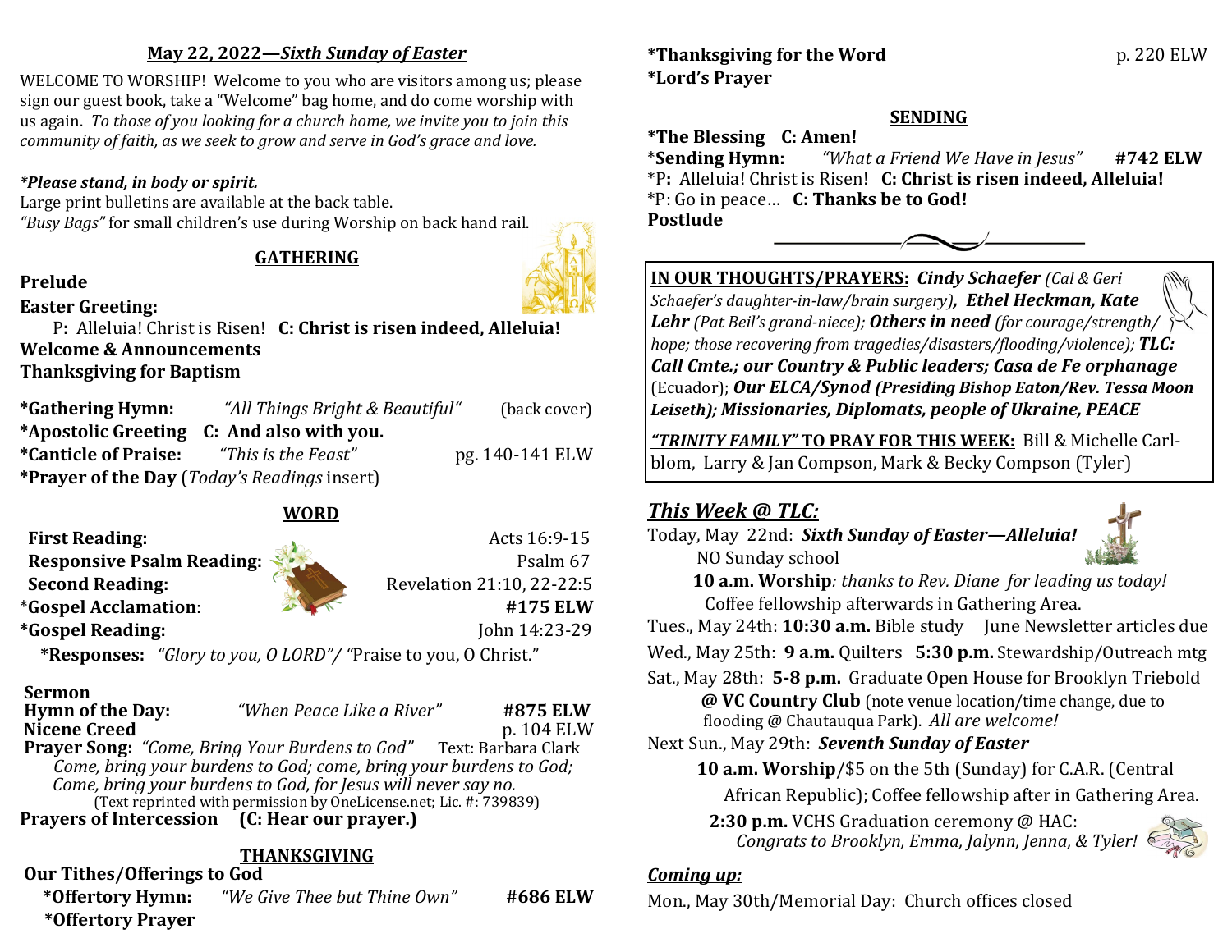## May 22, 2022—*Sixth Sunday of Easter*

WELCOME TO WORSHIP! Welcome to you who are visitors among us; please sign our guest book, take a "Welcome" bag home, and do come worship with us again. *To those of you looking for a church home, we invite you to join this community of faith, as we seek to grow and serve in God's grace and love.*

***Please stand, in body or spirit.***
Large print bulletins are available at the back table.
*"Busy Bags"* for small children's use during Worship on back hand rail.

### GATHERING

**Prelude**

**Easter Greeting:**
P**:** Alleluia! Christ is Risen! **C: Christ is risen indeed, Alleluia!**

**Welcome & Announcements**

**Thanksgiving for Baptism**

***Gathering Hymn:*** *"All Things Bright & Beautiful"* (back cover)
***Apostolic Greeting C: And also with you.***
***Canticle of Praise:*** *"This is the Feast"* pg. 140-141 ELW
***Prayer of the Day** (*Today's Readings* insert)

### WORD

**First Reading:** Acts 16:9-15
**Responsive Psalm Reading:** Psalm 67
**Second Reading:** Revelation 21:10, 22-22:5
***Gospel Acclamation**: **#175 ELW**
***Gospel Reading:** John 14:23-29
***Responses:** *"Glory to you, O LORD"/* "Praise to you, O Christ."

**Sermon**
**Hymn of the Day:** *"When Peace Like a River"* **#875 ELW**
**Nicene Creed** p. 104 ELW
**Prayer Song:** *"Come, Bring Your Burdens to God"* Text: Barbara Clark
*Come, bring your burdens to God; come, bring your burdens to God;*
*Come, bring your burdens to God, for Jesus will never say no.*
(Text reprinted with permission by OneLicense.net; Lic. #: 739839)

**Prayers of Intercession (C: Hear our prayer.)**

### THANKSGIVING

**Our Tithes/Offerings to God**
***Offertory Hymn:** *"We Give Thee but Thine Own"* **#686 ELW**
***Offertory Prayer**
***Thanksgiving for the Word** p. 220 ELW
***Lord's Prayer**

### SENDING

***The Blessing C: Amen!**
***Sending Hymn:** *"What a Friend We Have in Jesus"* **#742 ELW**
*P**:** Alleluia! Christ is Risen! **C: Christ is risen indeed, Alleluia!**
*P: Go in peace… **C: Thanks be to God!**
**Postlude**

---

**IN OUR THOUGHTS/PRAYERS:** ***Cindy Schaefer*** *(Cal & Geri Schaefer's daughter-in-law/brain surgery)*, ***Ethel Heckman, Kate Lehr*** *(Pat Beil's grand-niece)*; ***Others in need*** *(for courage/strength/ hope; those recovering from tragedies/disasters/flooding/violence)*; ***TLC: Call Cmte.; our Country & Public leaders; Casa de Fe orphanage*** (Ecuador); ***Our ELCA/Synod (Presiding Bishop Eaton/Rev. Tessa Moon Leiseth); Missionaries, Diplomats, people of Ukraine, PEACE***

***"TRINITY FAMILY"* TO PRAY FOR THIS WEEK:** Bill & Michelle Carlblom, Larry & Jan Compson, Mark & Becky Compson (Tyler)

## *This Week @ TLC:*

Today, May 22nd: ***Sixth Sunday of Easter—Alleluia!***
NO Sunday school
**10 a.m. Worship***: thanks to Rev. Diane for leading us today!*
Coffee fellowship afterwards in Gathering Area.

Tues., May 24th: **10:30 a.m.** Bible study June Newsletter articles due

Wed., May 25th: **9 a.m.** Quilters **5:30 p.m.** Stewardship/Outreach mtg

Sat., May 28th: **5-8 p.m.** Graduate Open House for Brooklyn Triebold **@ VC Country Club** (note venue location/time change, due to flooding @ Chautauqua Park). *All are welcome!*

Next Sun., May 29th: ***Seventh Sunday of Easter***
**10 a.m. Worship**/$5 on the 5th (Sunday) for C.A.R. (Central African Republic); Coffee fellowship after in Gathering Area.
**2:30 p.m.** VCHS Graduation ceremony @ HAC: *Congrats to Brooklyn, Emma, Jalynn, Jenna, & Tyler!*

### *Coming up:*

Mon., May 30th/Memorial Day: Church offices closed